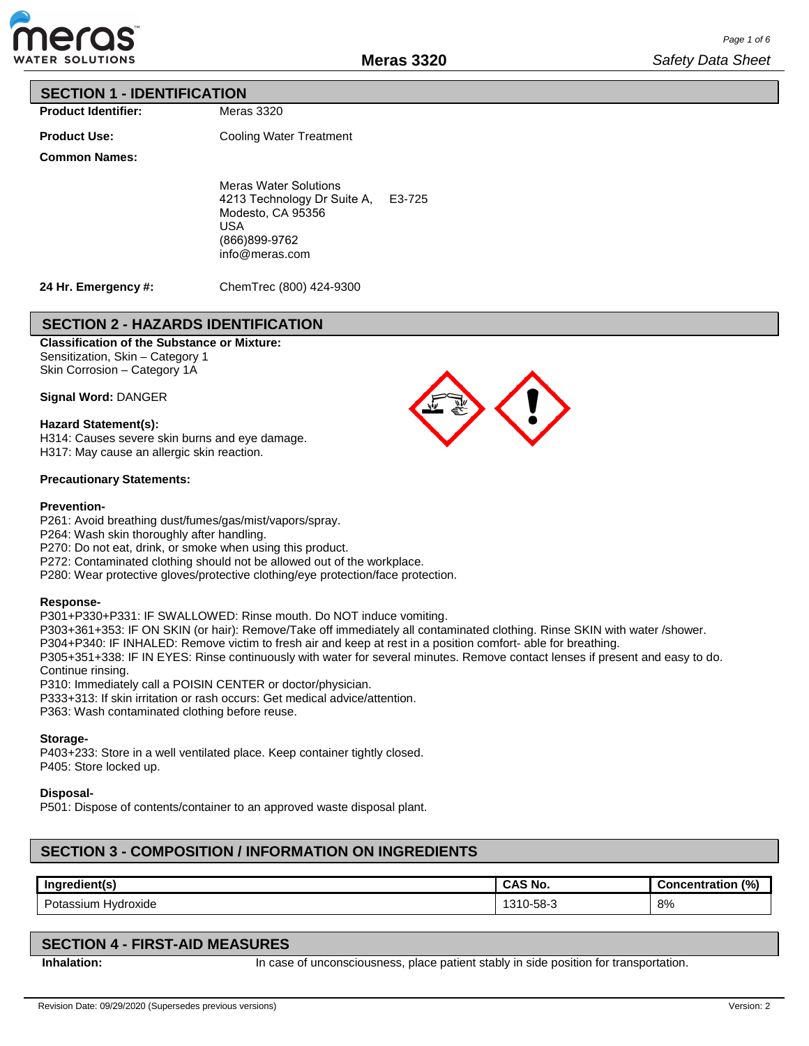## SECTION 1 - IDENTIFICATION

**Product Identifier:** Meras 3320

**Product Use:** Cooling Water Treatment

**Common Names:**

Meras Water Solutions
4213 Technology Dr Suite A, E3-725
Modesto, CA 95356
USA
(866)899-9762
info@meras.com

**24 Hr. Emergency #:** ChemTrec (800) 424-9300

## SECTION 2 - HAZARDS IDENTIFICATION

**Classification of the Substance or Mixture:**
Sensitization, Skin – Category 1
Skin Corrosion – Category 1A

**Signal Word:** DANGER

**Hazard Statement(s):**
H314: Causes severe skin burns and eye damage.
H317: May cause an allergic skin reaction.

**Precautionary Statements:**

**Prevention-**
P261: Avoid breathing dust/fumes/gas/mist/vapors/spray.
P264: Wash skin thoroughly after handling.
P270: Do not eat, drink, or smoke when using this product.
P272: Contaminated clothing should not be allowed out of the workplace.
P280: Wear protective gloves/protective clothing/eye protection/face protection.

**Response-**
P301+P330+P331: IF SWALLOWED: Rinse mouth. Do NOT induce vomiting.
P303+361+353: IF ON SKIN (or hair): Remove/Take off immediately all contaminated clothing. Rinse SKIN with water /shower.
P304+P340: IF INHALED: Remove victim to fresh air and keep at rest in a position comfort- able for breathing.
P305+351+338: IF IN EYES: Rinse continuously with water for several minutes. Remove contact lenses if present and easy to do. Continue rinsing.
P310: Immediately call a POISIN CENTER or doctor/physician.
P333+313: If skin irritation or rash occurs: Get medical advice/attention.
P363: Wash contaminated clothing before reuse.

**Storage-**
P403+233: Store in a well ventilated place. Keep container tightly closed.
P405: Store locked up.

**Disposal-**
P501: Dispose of contents/container to an approved waste disposal plant.

## SECTION 3 - COMPOSITION / INFORMATION ON INGREDIENTS

| Ingredient(s) | CAS No. | Concentration (%) |
|---|---|---|
| Potassium Hydroxide | 1310-58-3 | 8% |

## SECTION 4 - FIRST-AID MEASURES

**Inhalation:** In case of unconsciousness, place patient stably in side position for transportation.

Revision Date: 09/29/2020 (Supersedes previous versions) Version: 2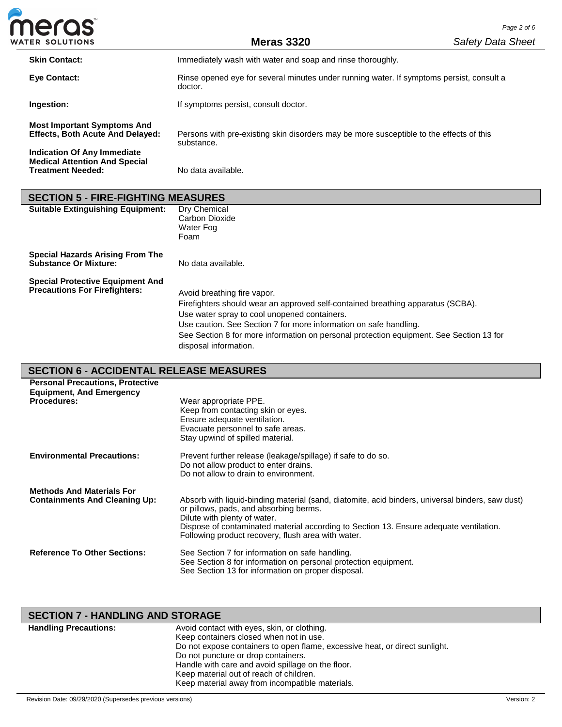**Skin Contact:** Immediately wash with water and soap and rinse thoroughly.

**Eye Contact:** Rinse opened eye for several minutes under running water. If symptoms persist, consult a doctor.

**Ingestion:** If symptoms persist, consult doctor.

**Most Important Symptoms And Effects, Both Acute And Delayed:** Persons with pre-existing skin disorders may be more susceptible to the effects of this substance.

**Indication Of Any Immediate Medical Attention And Special Treatment Needed:** No data available.

## SECTION 5 - FIRE-FIGHTING MEASURES

**Suitable Extinguishing Equipment:**
Dry Chemical
Carbon Dioxide
Water Fog
Foam

**Special Hazards Arising From The Substance Or Mixture:** No data available.

**Special Protective Equipment And Precautions For Firefighters:**
Avoid breathing fire vapor.
Firefighters should wear an approved self-contained breathing apparatus (SCBA).
Use water spray to cool unopened containers.
Use caution. See Section 7 for more information on safe handling.
See Section 8 for more information on personal protection equipment. See Section 13 for disposal information.

## SECTION 6 - ACCIDENTAL RELEASE MEASURES

**Personal Precautions, Protective Equipment, And Emergency Procedures:**
Wear appropriate PPE.
Keep from contacting skin or eyes.
Ensure adequate ventilation.
Evacuate personnel to safe areas.
Stay upwind of spilled material.

**Environmental Precautions:**
Prevent further release (leakage/spillage) if safe to do so.
Do not allow product to enter drains.
Do not allow to drain to environment.

**Methods And Materials For Containments And Cleaning Up:**
Absorb with liquid-binding material (sand, diatomite, acid binders, universal binders, saw dust) or pillows, pads, and absorbing berms.
Dilute with plenty of water.
Dispose of contaminated material according to Section 13. Ensure adequate ventilation.
Following product recovery, flush area with water.

**Reference To Other Sections:**
See Section 7 for information on safe handling.
See Section 8 for information on personal protection equipment.
See Section 13 for information on proper disposal.

## SECTION 7 - HANDLING AND STORAGE

**Handling Precautions:**
Avoid contact with eyes, skin, or clothing.
Keep containers closed when not in use.
Do not expose containers to open flame, excessive heat, or direct sunlight.
Do not puncture or drop containers.
Handle with care and avoid spillage on the floor.
Keep material out of reach of children.
Keep material away from incompatible materials.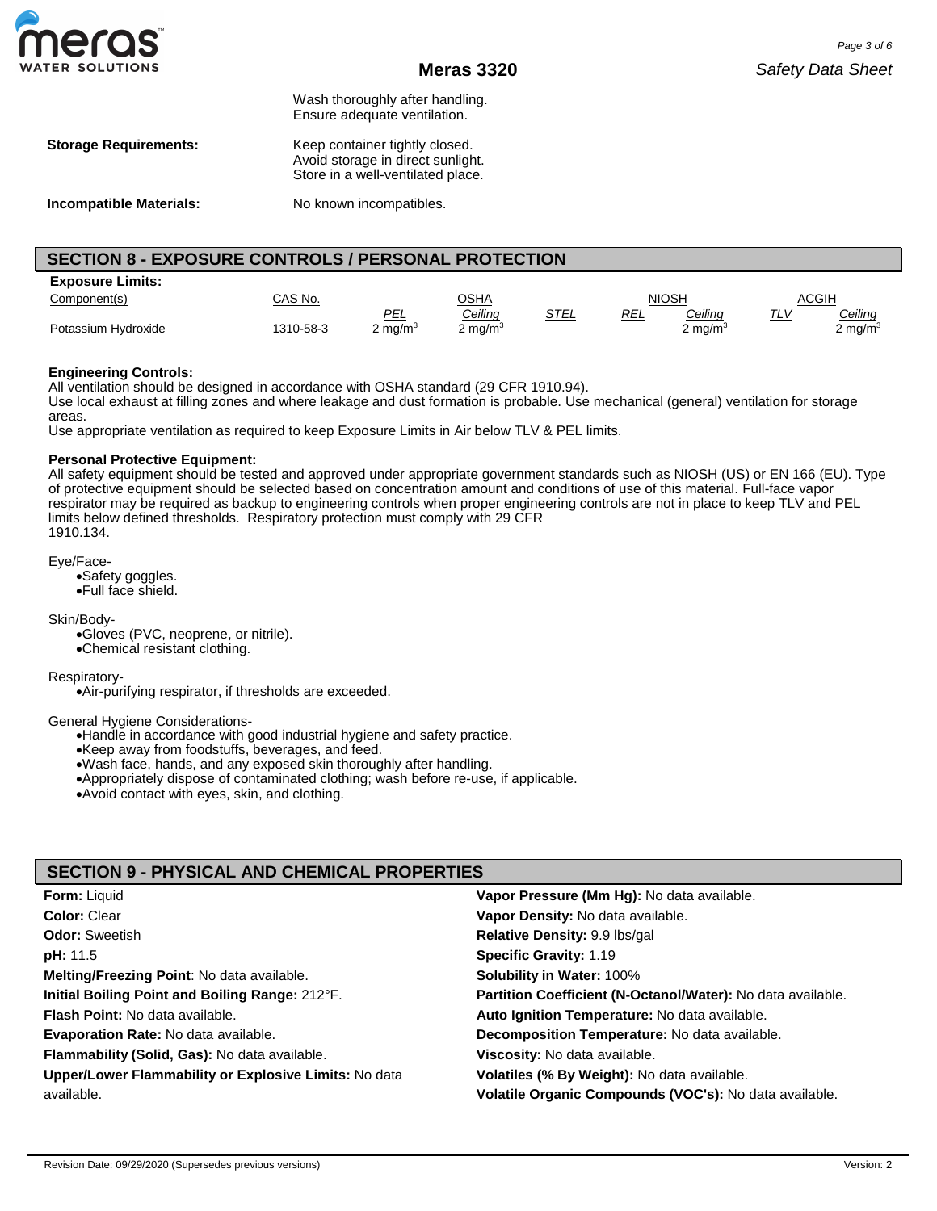Wash thoroughly after handling.
Ensure adequate ventilation.

**Storage Requirements:** Keep container tightly closed.
Avoid storage in direct sunlight.
Store in a well-ventilated place.

**Incompatible Materials:** No known incompatibles.

## SECTION 8 - EXPOSURE CONTROLS / PERSONAL PROTECTION

**Exposure Limits:**

| Component(s) | CAS No. | OSHA | | | NIOSH | | ACGIH | |
|---|---|---|---|---|---|---|---|---|
| | | PEL | Ceiling | STEL | REL | Ceiling | TLV | Ceiling |
| Potassium Hydroxide | 1310-58-3 | 2 $mg/m^3$ | 2 $mg/m^3$ | | | 2 $mg/m^3$ | | 2 $mg/m^3$ |

**Engineering Controls:**

All ventilation should be designed in accordance with OSHA standard (29 CFR 1910.94).
Use local exhaust at filling zones and where leakage and dust formation is probable. Use mechanical (general) ventilation for storage areas.
Use appropriate ventilation as required to keep Exposure Limits in Air below TLV & PEL limits.

**Personal Protective Equipment:**

All safety equipment should be tested and approved under appropriate government standards such as NIOSH (US) or EN 166 (EU). Type of protective equipment should be selected based on concentration amount and conditions of use of this material. Full-face vapor respirator may be required as backup to engineering controls when proper engineering controls are not in place to keep TLV and PEL limits below defined thresholds. Respiratory protection must comply with 29 CFR 1910.134.

Eye/Face-

- Safety goggles.
- Full face shield.

Skin/Body-

- Gloves (PVC, neoprene, or nitrile).
- Chemical resistant clothing.

Respiratory-

- Air-purifying respirator, if thresholds are exceeded.

General Hygiene Considerations-

- Handle in accordance with good industrial hygiene and safety practice.
- Keep away from foodstuffs, beverages, and feed.
- Wash face, hands, and any exposed skin thoroughly after handling.
- Appropriately dispose of contaminated clothing; wash before re-use, if applicable.
- Avoid contact with eyes, skin, and clothing.

## SECTION 9 - PHYSICAL AND CHEMICAL PROPERTIES

**Form:** Liquid
**Color:** Clear
**Odor:** Sweetish
**pH:** 11.5
**Melting/Freezing Point**: No data available.
**Initial Boiling Point and Boiling Range:** 212°F.
**Flash Point:** No data available.
**Evaporation Rate:** No data available.
**Flammability (Solid, Gas):** No data available.
**Upper/Lower Flammability or Explosive Limits:** No data available.
**Vapor Pressure (Mm Hg):** No data available.
**Vapor Density:** No data available.
**Relative Density:** 9.9 lbs/gal
**Specific Gravity:** 1.19
**Solubility in Water:** 100%
**Partition Coefficient (N-Octanol/Water):** No data available.
**Auto Ignition Temperature:** No data available.
**Decomposition Temperature:** No data available.
**Viscosity:** No data available.
**Volatiles (% By Weight):** No data available.
**Volatile Organic Compounds (VOC's):** No data available.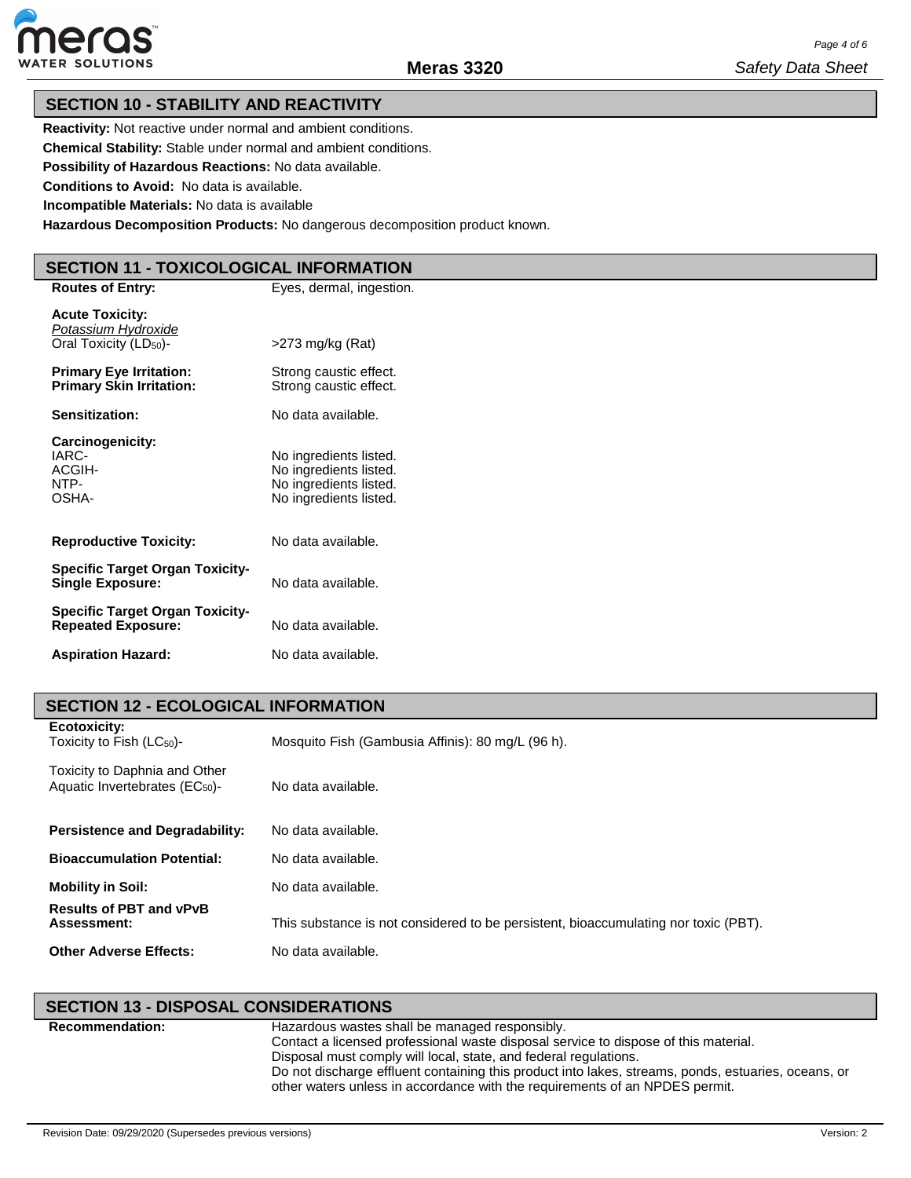## SECTION 10 - STABILITY AND REACTIVITY

**Reactivity:** Not reactive under normal and ambient conditions.

**Chemical Stability:** Stable under normal and ambient conditions.

**Possibility of Hazardous Reactions:** No data available.

**Conditions to Avoid:** No data is available.

**Incompatible Materials:** No data is available

**Hazardous Decomposition Products:** No dangerous decomposition product known.

## SECTION 11 - TOXICOLOGICAL INFORMATION

| | |
|---|---|
| **Routes of Entry:** | Eyes, dermal, ingestion. |
| **Acute Toxicity:** | |
| _Potassium Hydroxide_ | |
| Oral Toxicity ($LD_{50}$)- | >273 mg/kg (Rat) |
| **Primary Eye Irritation:** | Strong caustic effect. |
| **Primary Skin Irritation:** | Strong caustic effect. |
| **Sensitization:** | No data available. |
| **Carcinogenicity:** | |
| IARC- | No ingredients listed. |
| ACGIH- | No ingredients listed. |
| NTP- | No ingredients listed. |
| OSHA- | No ingredients listed. |
| **Reproductive Toxicity:** | No data available. |
| **Specific Target Organ Toxicity-Single Exposure:** | No data available. |
| **Specific Target Organ Toxicity-Repeated Exposure:** | No data available. |
| **Aspiration Hazard:** | No data available. |

## SECTION 12 - ECOLOGICAL INFORMATION

| | |
|---|---|
| **Ecotoxicity:** | |
| Toxicity to Fish ($LC_{50}$)- | Mosquito Fish (Gambusia Affinis): 80 mg/L (96 h). |
| Toxicity to Daphnia and Other Aquatic Invertebrates ($EC_{50}$)- | No data available. |
| **Persistence and Degradability:** | No data available. |
| **Bioaccumulation Potential:** | No data available. |
| **Mobility in Soil:** | No data available. |
| **Results of PBT and vPvB Assessment:** | This substance is not considered to be persistent, bioaccumulating nor toxic (PBT). |
| **Other Adverse Effects:** | No data available. |

## SECTION 13 - DISPOSAL CONSIDERATIONS

**Recommendation:**

Hazardous wastes shall be managed responsibly.
Contact a licensed professional waste disposal service to dispose of this material.
Disposal must comply will local, state, and federal regulations.
Do not discharge effluent containing this product into lakes, streams, ponds, estuaries, oceans, or other waters unless in accordance with the requirements of an NPDES permit.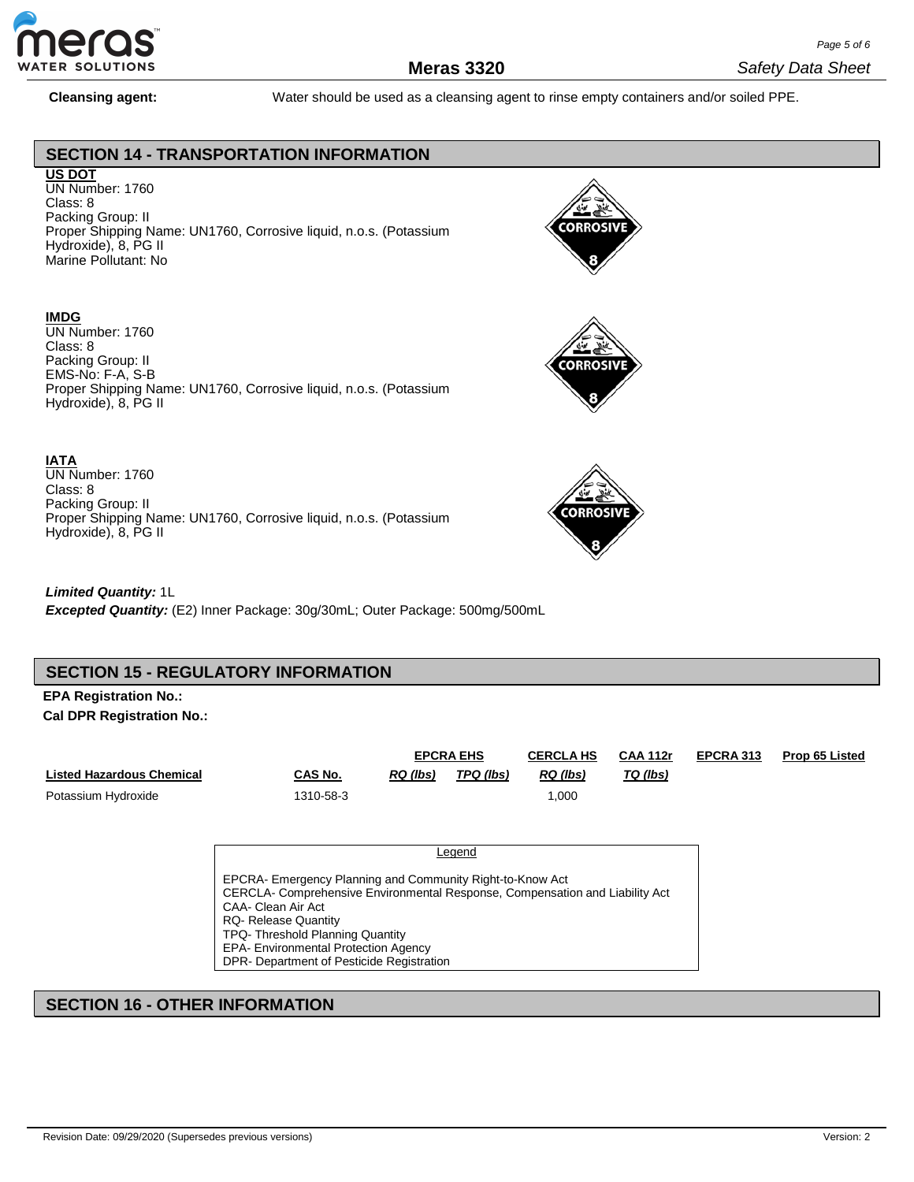**Cleansing agent:** Water should be used as a cleansing agent to rinse empty containers and/or soiled PPE.

## SECTION 14 - TRANSPORTATION INFORMATION

**US DOT**
UN Number: 1760
Class: 8
Packing Group: II
Proper Shipping Name: UN1760, Corrosive liquid, n.o.s. (Potassium Hydroxide), 8, PG II
Marine Pollutant: No

**IMDG**
UN Number: 1760
Class: 8
Packing Group: II
EMS-No: F-A, S-B
Proper Shipping Name: UN1760, Corrosive liquid, n.o.s. (Potassium Hydroxide), 8, PG II

**IATA**
UN Number: 1760
Class: 8
Packing Group: II
Proper Shipping Name: UN1760, Corrosive liquid, n.o.s. (Potassium Hydroxide), 8, PG II

***Limited Quantity:*** 1L
***Excepted Quantity:*** (E2) Inner Package: 30g/30mL; Outer Package: 500mg/500mL

## SECTION 15 - REGULATORY INFORMATION

**EPA Registration No.:**
**Cal DPR Registration No.:**

| | | EPCRA EHS | | CERCLA HS | CAA 112r | EPCRA 313 | Prop 65 Listed |
|---|---|---|---|---|---|---|---|
| Listed Hazardous Chemical | CAS No. | RQ (lbs) | TPQ (lbs) | RQ (lbs) | TQ (lbs) | | |
| Potassium Hydroxide | 1310-58-3 | | | 1,000 | | | |

Legend

EPCRA- Emergency Planning and Community Right-to-Know Act
CERCLA- Comprehensive Environmental Response, Compensation and Liability Act
CAA- Clean Air Act
RQ- Release Quantity
TPQ- Threshold Planning Quantity
EPA- Environmental Protection Agency
DPR- Department of Pesticide Registration

## SECTION 16 - OTHER INFORMATION

Revision Date: 09/29/2020 (Supersedes previous versions) Version: 2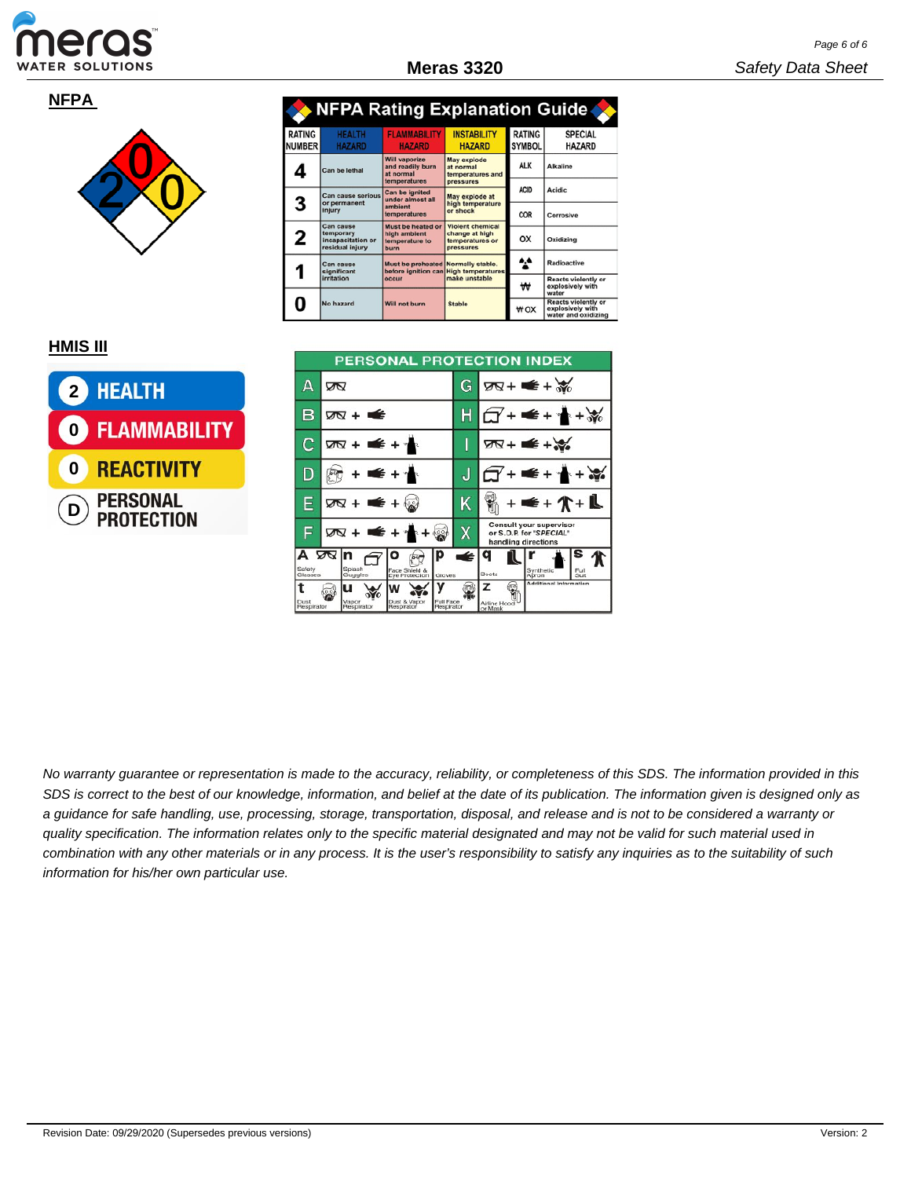## NFPA

2
0
0

### NFPA Rating Explanation Guide

| RATING NUMBER | HEALTH HAZARD | FLAMMABILITY HAZARD | INSTABILITY HAZARD | RATING SYMBOL | SPECIAL HAZARD |
|---|---|---|---|---|---|
| 4 | Can be lethal | Will vaporize and readily burn at normal temperatures | May explode at normal temperatures and pressures | ALK | Alkaline |
| | | | | ACID | Acidic |
| 3 | Can cause serious or permanent injury | Can be ignited under almost all ambient temperatures | May explode at high temperature or shock | COR | Corrosive |
| 2 | Can cause temporary incapacitation or residual injury | Must be heated or high ambient temperature to burn | Violent chemical change at high temperatures or pressures | OX | Oxidizing |
| | | | | | Radioactive |
| 1 | Can cause significant irritation | Must be preheated before ignition can occur | Normally stable. High temperatures make unstable | ₩ | Reacts violently or explosively with water |
| 0 | No hazard | Will not burn | Stable | ₩OX | Reacts violently or explosively with water and oxidizing |

## HMIS III

| | |
|---|---|
| 2 | HEALTH |
| 0 | FLAMMABILITY |
| 0 | REACTIVITY |
| D | PERSONAL PROTECTION |

### PERSONAL PROTECTION INDEX

| | | | |
|---|---|---|---|
| A | Safety Glasses | G | Safety Glasses + Gloves + Vapor Respirator |
| B | Safety Glasses + Gloves | H | Splash Goggles + Gloves + Synthetic Apron + Vapor Respirator |
| C | Safety Glasses + Gloves + Synthetic Apron | I | Safety Glasses + Gloves + Dust & Vapor Respirator |
| D | Face Shield & Eye Protection + Gloves + Synthetic Apron | J | Splash Goggles + Gloves + Synthetic Apron + Dust & Vapor Respirator |
| E | Safety Glasses + Gloves + Dust Respirator | K | Airline Hood or Mask + Gloves + Full Suit + Boots |
| F | Safety Glasses + Gloves + Synthetic Apron + Dust Respirator | X | Consult your supervisor or S.O.P. for "SPECIAL" handling directions |

| | | | | | | |
|---|---|---|---|---|---|---|
| A Safety Glasses | n Splash Goggles | o Face Shield & Eye Protection | p Gloves | q Boots | r Synthetic Apron | s Full Suit |
| t Dust Respirator | u Vapor Respirator | w Dust & Vapor Respirator | y Full Face Respirator | z Airline Hood or Mask | Additional Information | |

*No warranty guarantee or representation is made to the accuracy, reliability, or completeness of this SDS. The information provided in this SDS is correct to the best of our knowledge, information, and belief at the date of its publication. The information given is designed only as a guidance for safe handling, use, processing, storage, transportation, disposal, and release and is not to be considered a warranty or quality specification. The information relates only to the specific material designated and may not be valid for such material used in combination with any other materials or in any process. It is the user's responsibility to satisfy any inquiries as to the suitability of such information for his/her own particular use.*